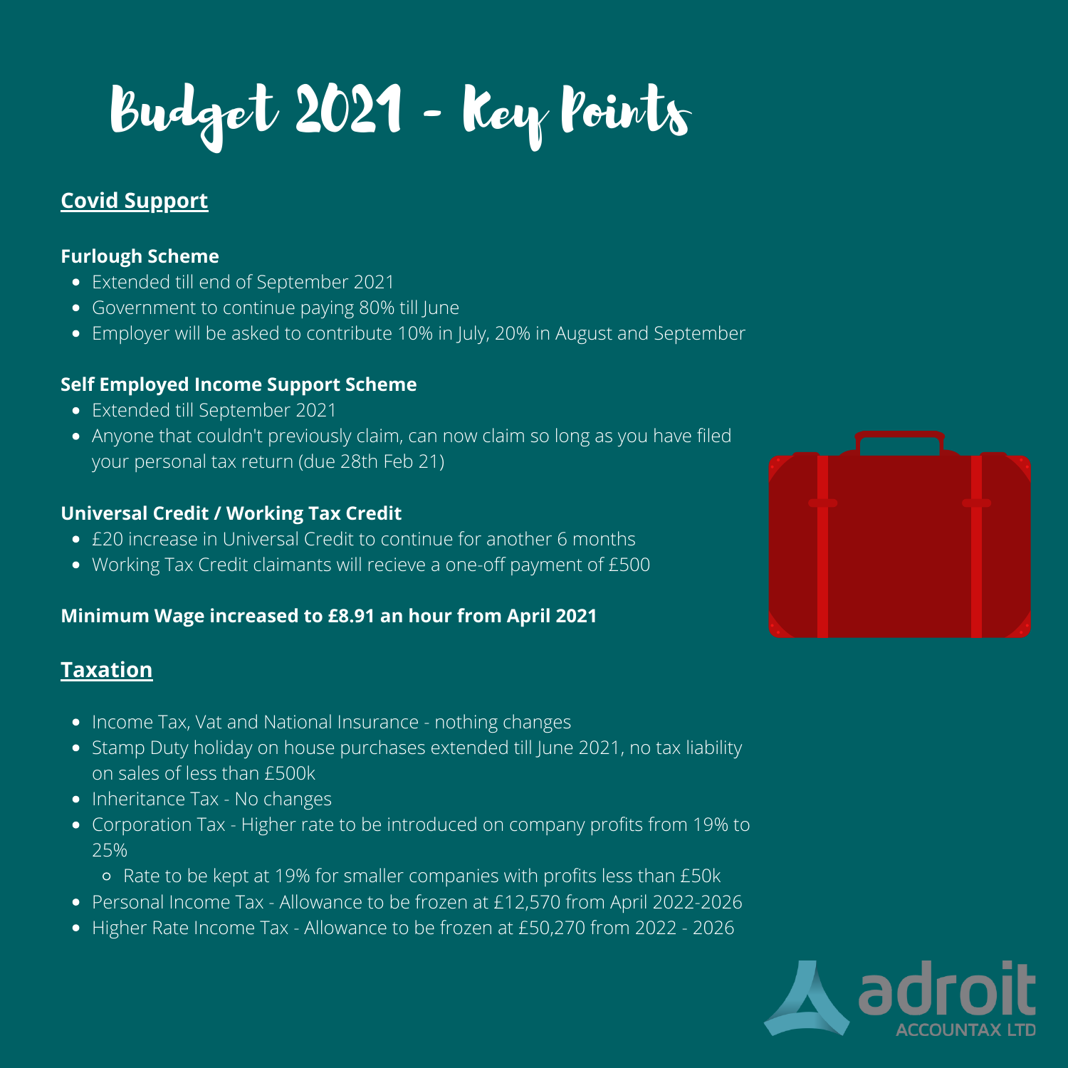# Budget 2021 - Key Points

## Covid Support

### Furlough Scheme

- Extended till end of September 2021
- Government to continue paying 80% till June
- Employer will be asked to contribute 10% in July, 20% in August and September

### Self Employed Income Support Scheme

- Extended till September 2021
- Anyone that couldn't previously claim, can now claim so long as you have filed your personal tax return (due 28th Feb 21)

### Universal Credit / Working Tax Credit

- £20 increase in Universal Credit to continue for another 6 months
- Working Tax Credit claimants will recieve a one-off payment of £500

**Minimum Wage increased to £8.91 an hour from April 2021**

## Taxation

- Income Tax, Vat and National Insurance - nothing changes
- Stamp Duty holiday on house purchases extended till June 2021, no tax liability on sales of less than £500k
- Inheritance Tax - No changes
- Corporation Tax - Higher rate to be introduced on company profits from 19% to 25%
  - Rate to be kept at 19% for smaller companies with profits less than £50k
- Personal Income Tax - Allowance to be frozen at £12,570 from April 2022-2026
- Higher Rate Income Tax - Allowance to be frozen at £50,270 from 2022 - 2026

adroit ACCOUNTAX LTD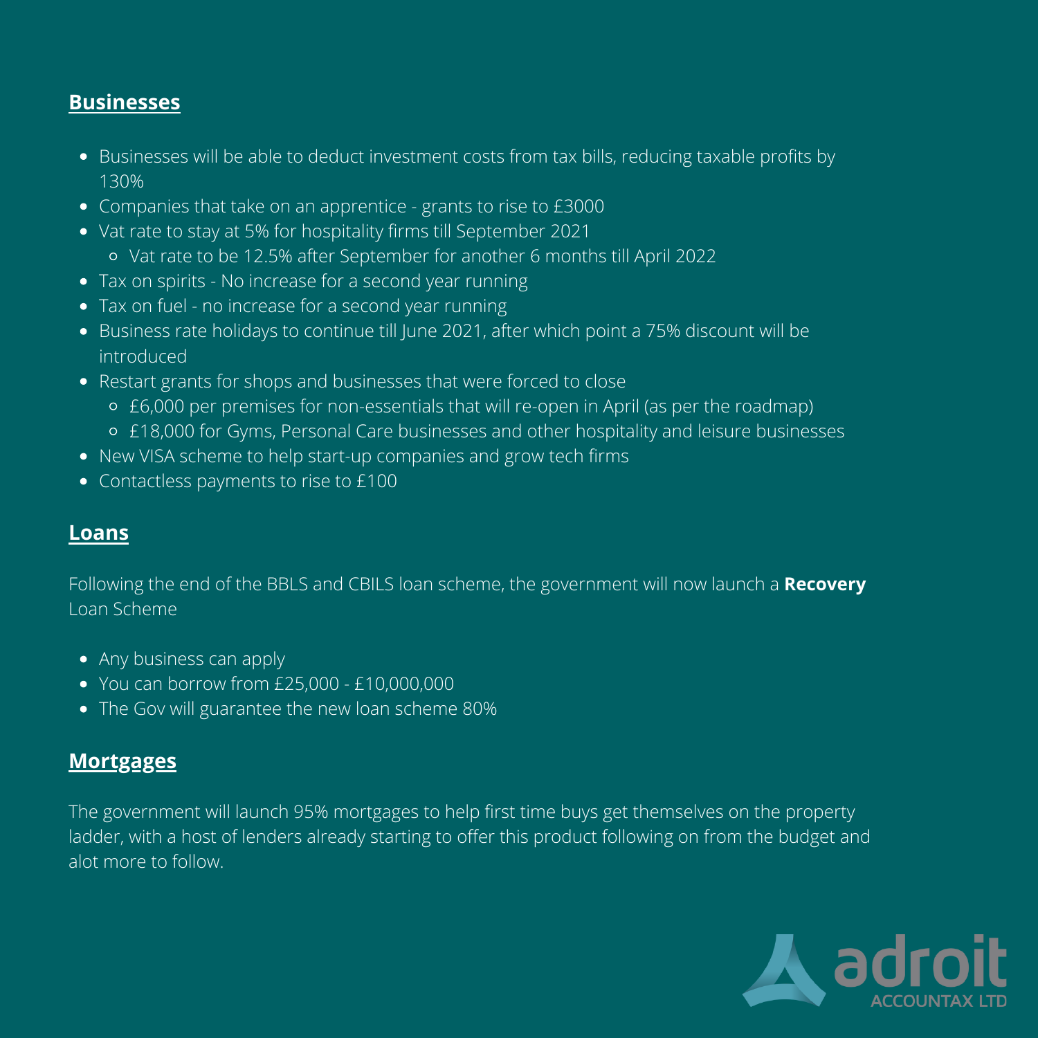## Businesses

- Businesses will be able to deduct investment costs from tax bills, reducing taxable profits by 130%
- Companies that take on an apprentice - grants to rise to £3000
- Vat rate to stay at 5% for hospitality firms till September 2021
  - Vat rate to be 12.5% after September for another 6 months till April 2022
- Tax on spirits - No increase for a second year running
- Tax on fuel - no increase for a second year running
- Business rate holidays to continue till June 2021, after which point a 75% discount will be introduced
- Restart grants for shops and businesses that were forced to close
  - £6,000 per premises for non-essentials that will re-open in April (as per the roadmap)
  - £18,000 for Gyms, Personal Care businesses and other hospitality and leisure businesses
- New VISA scheme to help start-up companies and grow tech firms
- Contactless payments to rise to £100

## Loans

Following the end of the BBLS and CBILS loan scheme, the government will now launch a **Recovery** Loan Scheme

- Any business can apply
- You can borrow from £25,000 - £10,000,000
- The Gov will guarantee the new loan scheme 80%

## Mortgages

The government will launch 95% mortgages to help first time buys get themselves on the property ladder, with a host of lenders already starting to offer this product following on from the budget and alot more to follow.

adroit ACCOUNTAX LTD